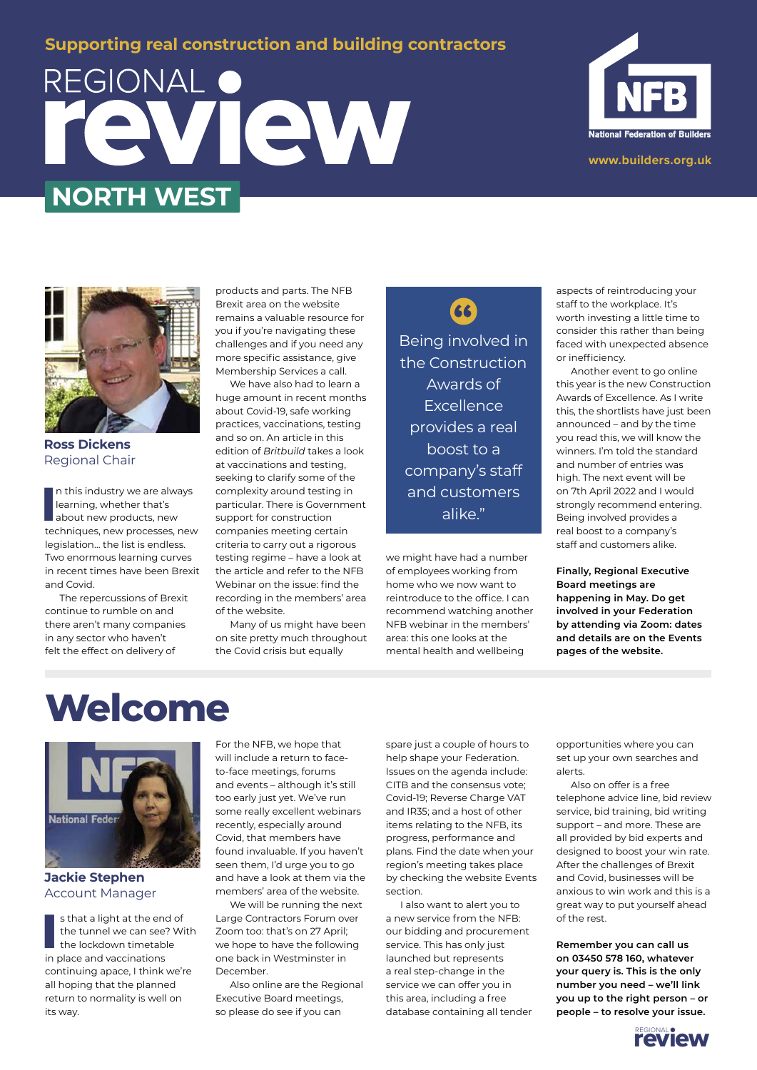Supporting real construction and building contractors

# REGIONAL review

## NORTH WEST

www.builders.org.uk

**Ross Dickens**
Regional Chair

In this industry we are always learning, whether that's about new products, new techniques, new processes, new legislation… the list is endless. Two enormous learning curves in recent times have been Brexit and Covid.

The repercussions of Brexit continue to rumble on and there aren't many companies in any sector who haven't felt the effect on delivery of products and parts. The NFB Brexit area on the website remains a valuable resource for you if you're navigating these challenges and if you need any more specific assistance, give Membership Services a call.

We have also had to learn a huge amount in recent months about Covid-19, safe working practices, vaccinations, testing and so on. An article in this edition of *Britbuild* takes a look at vaccinations and testing, seeking to clarify some of the complexity around testing in particular. There is Government support for construction companies meeting certain criteria to carry out a rigorous testing regime – have a look at the article and refer to the NFB Webinar on the issue: find the recording in the members' area of the website.

Many of us might have been on site pretty much throughout the Covid crisis but equally we might have had a number of employees working from home who we now want to reintroduce to the office. I can recommend watching another NFB webinar in the members' area: this one looks at the mental health and wellbeing aspects of reintroducing your staff to the workplace. It's worth investing a little time to consider this rather than being faced with unexpected absence or inefficiency.

> Being involved in the Construction Awards of Excellence provides a real boost to a company's staff and customers alike."

Another event to go online this year is the new Construction Awards of Excellence. As I write this, the shortlists have just been announced – and by the time you read this, we will know the winners. I'm told the standard and number of entries was high. The next event will be on 7th April 2022 and I would strongly recommend entering. Being involved provides a real boost to a company's staff and customers alike.

**Finally, Regional Executive Board meetings are happening in May. Do get involved in your Federation by attending via Zoom: dates and details are on the Events pages of the website.**

# Welcome

**Jackie Stephen**
Account Manager

Is that a light at the end of the tunnel we can see? With the lockdown timetable in place and vaccinations continuing apace, I think we're all hoping that the planned return to normality is well on its way.

For the NFB, we hope that will include a return to face-to-face meetings, forums and events – although it's still too early just yet. We've run some really excellent webinars recently, especially around Covid, that members have found invaluable. If you haven't seen them, I'd urge you to go and have a look at them via the members' area of the website.

We will be running the next Large Contractors Forum over Zoom too: that's on 27 April; we hope to have the following one back in Westminster in December.

Also online are the Regional Executive Board meetings, so please do see if you can spare just a couple of hours to help shape your Federation. Issues on the agenda include: CITB and the consensus vote; Covid-19; Reverse Charge VAT and IR35; and a host of other items relating to the NFB, its progress, performance and plans. Find the date when your region's meeting takes place by checking the website Events section.

I also want to alert you to a new service from the NFB: our bidding and procurement service. This has only just launched but represents a real step-change in the service we can offer you in this area, including a free database containing all tender opportunities where you can set up your own searches and alerts.

Also on offer is a free telephone advice line, bid review service, bid training, bid writing support – and more. These are all provided by bid experts and designed to boost your win rate. After the challenges of Brexit and Covid, businesses will be anxious to win work and this is a great way to put yourself ahead of the rest.

**Remember you can call us on 03450 578 160, whatever your query is. This is the only number you need – we'll link you up to the right person – or people – to resolve your issue.**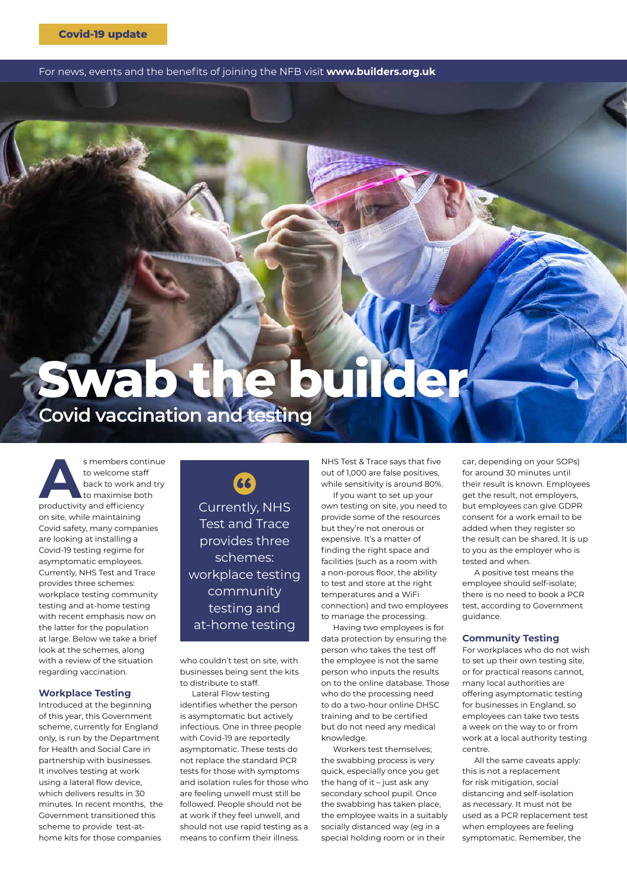Covid-19 update

For news, events and the benefits of joining the NFB visit **www.builders.org.uk**

# Swab the builder

## Covid vaccination and testing

As members continue to welcome staff back to work and try to maximise both productivity and efficiency on site, while maintaining Covid safety, many companies are looking at installing a Covid-19 testing regime for asymptomatic employees. Currently, NHS Test and Trace provides three schemes: workplace testing community testing and at-home testing with recent emphasis now on the latter for the population at large. Below we take a brief look at the schemes, along with a review of the situation regarding vaccination.

### Workplace Testing

Introduced at the beginning of this year, this Government scheme, currently for England only, is run by the Department for Health and Social Care in partnership with businesses. It involves testing at work using a lateral flow device, which delivers results in 30 minutes. In recent months, the Government transitioned this scheme to provide test-at-home kits for those companies who couldn't test on site, with businesses being sent the kits to distribute to staff.

> Currently, NHS Test and Trace provides three schemes: workplace testing community testing and at-home testing

Lateral Flow testing identifies whether the person is asymptomatic but actively infectious. One in three people with Covid-19 are reportedly asymptomatic. These tests do not replace the standard PCR tests for those with symptoms and isolation rules for those who are feeling unwell must still be followed. People should not be at work if they feel unwell, and should not use rapid testing as a means to confirm their illness. NHS Test & Trace says that five out of 1,000 are false positives, while sensitivity is around 80%.

If you want to set up your own testing on site, you need to provide some of the resources but they're not onerous or expensive. It's a matter of finding the right space and facilities (such as a room with a non-porous floor, the ability to test and store at the right temperatures and a WiFi connection) and two employees to manage the processing.

Having two employees is for data protection by ensuring the person who takes the test off the employee is not the same person who inputs the results on to the online database. Those who do the processing need to do a two-hour online DHSC training and to be certified but do not need any medical knowledge.

Workers test themselves; the swabbing process is very quick, especially once you get the hang of it – just ask any secondary school pupil. Once the swabbing has taken place, the employee waits in a suitably socially distanced way (eg in a special holding room or in their car, depending on your SOPs) for around 30 minutes until their result is known. Employees get the result, not employers, but employees can give GDPR consent for a work email to be added when they register so the result can be shared. It is up to you as the employer who is tested and when.

A positive test means the employee should self-isolate; there is no need to book a PCR test, according to Government guidance.

### Community Testing

For workplaces who do not wish to set up their own testing site, or for practical reasons cannot, many local authorities are offering asymptomatic testing for businesses in England, so employees can take two tests a week on the way to or from work at a local authority testing centre.

All the same caveats apply: this is not a replacement for risk mitigation, social distancing and self-isolation as necessary. It must not be used as a PCR replacement test when employees are feeling symptomatic. Remember, the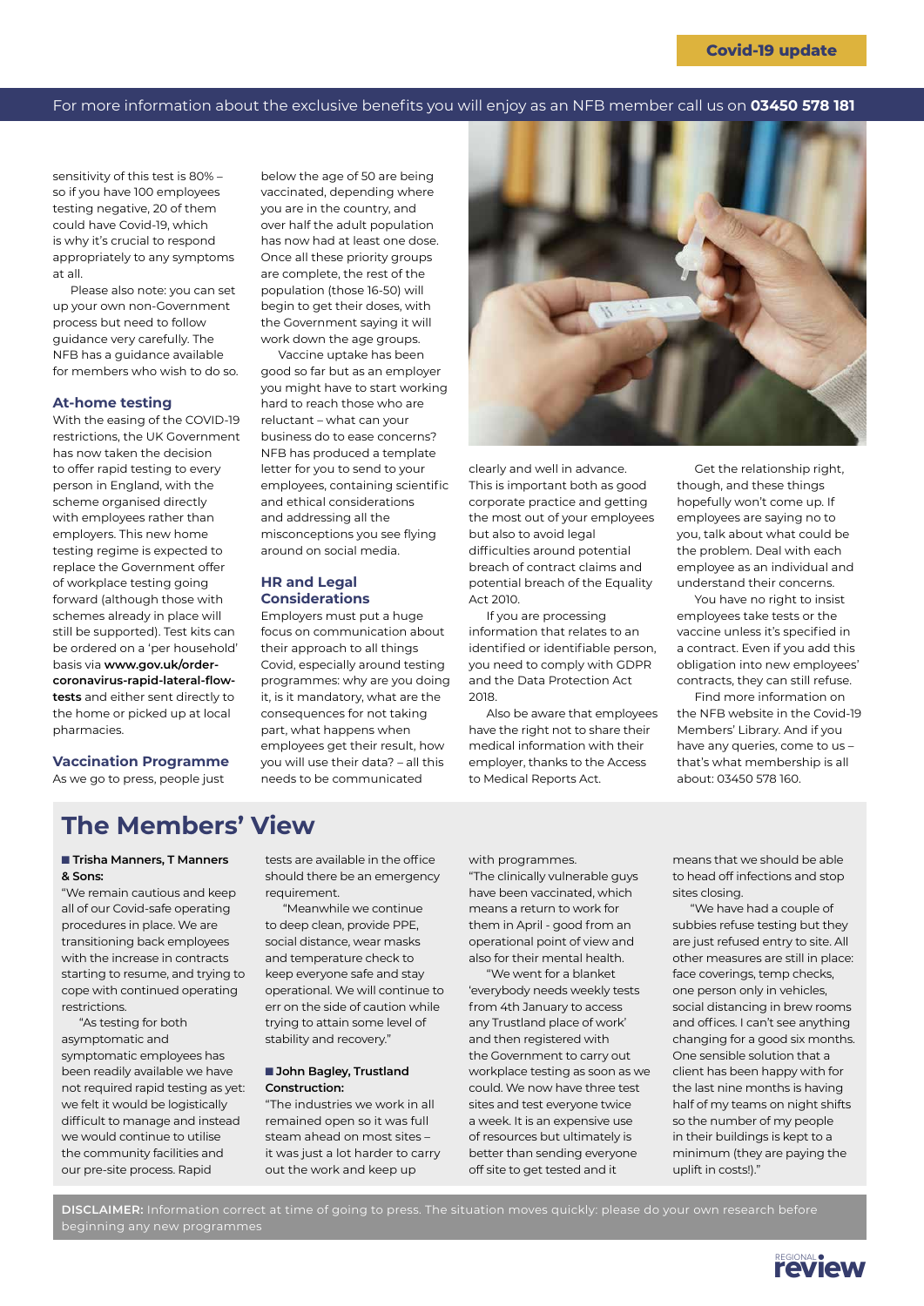sensitivity of this test is 80% – so if you have 100 employees testing negative, 20 of them could have Covid-19, which is why it's crucial to respond appropriately to any symptoms at all.

Please also note: you can set up your own non-Government process but need to follow guidance very carefully. The NFB has a guidance available for members who wish to do so.

### At-home testing

With the easing of the COVID-19 restrictions, the UK Government has now taken the decision to offer rapid testing to every person in England, with the scheme organised directly with employees rather than employers. This new home testing regime is expected to replace the Government offer of workplace testing going forward (although those with schemes already in place will still be supported). Test kits can be ordered on a 'per household' basis via **www.gov.uk/order-coronavirus-rapid-lateral-flow-tests** and either sent directly to the home or picked up at local pharmacies.

### Vaccination Programme

As we go to press, people just below the age of 50 are being vaccinated, depending where you are in the country, and over half the adult population has now had at least one dose. Once all these priority groups are complete, the rest of the population (those 16-50) will begin to get their doses, with the Government saying it will work down the age groups.

Vaccine uptake has been good so far but as an employer you might have to start working hard to reach those who are reluctant – what can your business do to ease concerns? NFB has produced a template letter for you to send to your employees, containing scientific and ethical considerations and addressing all the misconceptions you see flying around on social media.

### HR and Legal Considerations

Employers must put a huge focus on communication about their approach to all things Covid, especially around testing programmes: why are you doing it, is it mandatory, what are the consequences for not taking part, what happens when employees get their result, how you will use their data? – all this needs to be communicated clearly and well in advance. This is important both as good corporate practice and getting the most out of your employees but also to avoid legal difficulties around potential breach of contract claims and potential breach of the Equality Act 2010.

If you are processing information that relates to an identified or identifiable person, you need to comply with GDPR and the Data Protection Act 2018.

Also be aware that employees have the right not to share their medical information with their employer, thanks to the Access to Medical Reports Act.

Get the relationship right, though, and these things hopefully won't come up. If employees are saying no to you, talk about what could be the problem. Deal with each employee as an individual and understand their concerns.

You have no right to insist employees take tests or the vaccine unless it's specified in a contract. Even if you add this obligation into new employees' contracts, they can still refuse.

Find more information on the NFB website in the Covid-19 Members' Library. And if you have any queries, come to us – that's what membership is all about: 03450 578 160.

## The Members' View

**■ Trisha Manners, T Manners & Sons:**

"We remain cautious and keep all of our Covid-safe operating procedures in place. We are transitioning back employees with the increase in contracts starting to resume, and trying to cope with continued operating restrictions.

"As testing for both asymptomatic and symptomatic employees has been readily available we have not required rapid testing as yet: we felt it would be logistically difficult to manage and instead we would continue to utilise the community facilities and our pre-site process. Rapid tests are available in the office should there be an emergency requirement.

"Meanwhile we continue to deep clean, provide PPE, social distance, wear masks and temperature check to keep everyone safe and stay operational. We will continue to err on the side of caution while trying to attain some level of stability and recovery."

**■ John Bagley, Trustland Construction:**

"The industries we work in all remained open so it was full steam ahead on most sites – it was just a lot harder to carry out the work and keep up with programmes.

"The clinically vulnerable guys have been vaccinated, which means a return to work for them in April - good from an operational point of view and also for their mental health.

"We went for a blanket 'everybody needs weekly tests from 4th January to access any Trustland place of work' and then registered with the Government to carry out workplace testing as soon as we could. We now have three test sites and test everyone twice a week. It is an expensive use of resources but ultimately is better than sending everyone off site to get tested and it means that we should be able to head off infections and stop sites closing.

"We have had a couple of subbies refuse testing but they are just refused entry to site. All other measures are still in place: face coverings, temp checks, one person only in vehicles, social distancing in brew rooms and offices. I can't see anything changing for a good six months. One sensible solution that a client has been happy with for the last nine months is having half of my teams on night shifts so the number of my people in their buildings is kept to a minimum (they are paying the uplift in costs!)."

**DISCLAIMER:** Information correct at time of going to press. The situation moves quickly: please do your own research before beginning any new programmes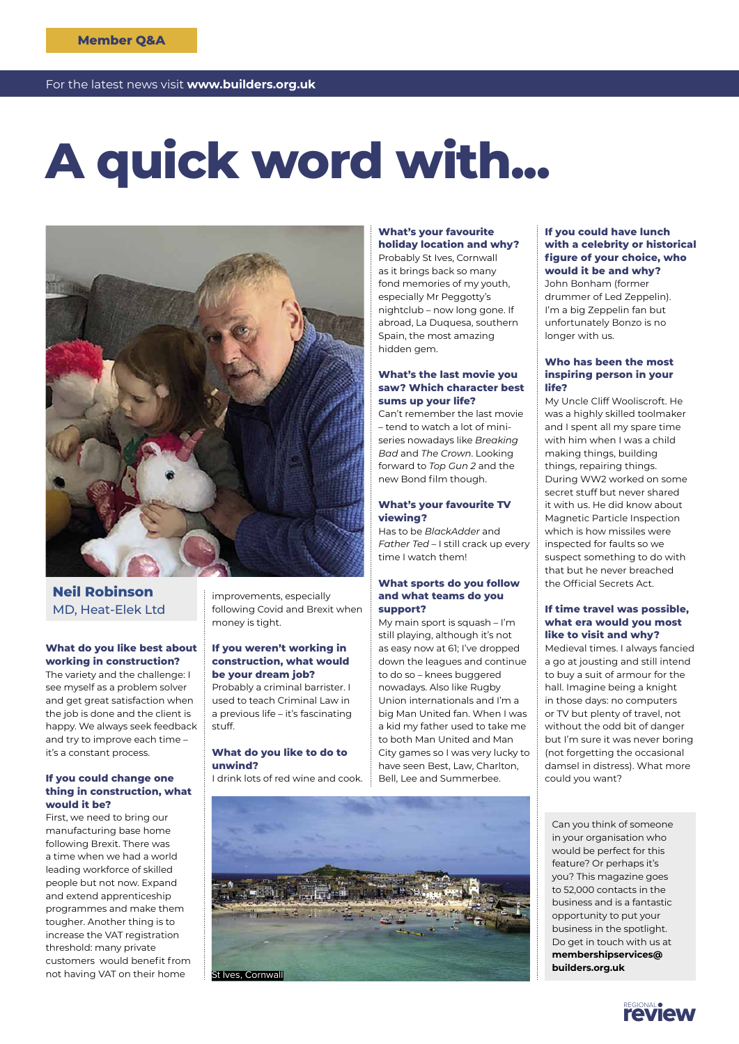Member Q&A

For the latest news visit **www.builders.org.uk**

# A quick word with...

## Neil Robinson
MD, Heat-Elek Ltd

**What do you like best about working in construction?**
The variety and the challenge: I see myself as a problem solver and get great satisfaction when the job is done and the client is happy. We always seek feedback and try to improve each time – it's a constant process.

**If you could change one thing in construction, what would it be?**
First, we need to bring our manufacturing base home following Brexit. There was a time when we had a world leading workforce of skilled people but not now. Expand and extend apprenticeship programmes and make them tougher. Another thing is to increase the VAT registration threshold: many private customers would benefit from not having VAT on their home improvements, especially following Covid and Brexit when money is tight.

**If you weren't working in construction, what would be your dream job?**
Probably a criminal barrister. I used to teach Criminal Law in a previous life – it's fascinating stuff.

**What do you like to do to unwind?**
I drink lots of red wine and cook.

**What's your favourite holiday location and why?**
Probably St Ives, Cornwall as it brings back so many fond memories of my youth, especially Mr Peggotty's nightclub – now long gone. If abroad, La Duquesa, southern Spain, the most amazing hidden gem.

**What's the last movie you saw? Which character best sums up your life?**
Can't remember the last movie – tend to watch a lot of mini-series nowadays like *Breaking Bad* and *The Crown*. Looking forward to *Top Gun 2* and the new Bond film though.

**What's your favourite TV viewing?**
Has to be *BlackAdder* and *Father Ted* – I still crack up every time I watch them!

**What sports do you follow and what teams do you support?**
My main sport is squash – I'm still playing, although it's not as easy now at 61; I've dropped down the leagues and continue to do so – knees buggered nowadays. Also like Rugby Union internationals and I'm a big Man United fan. When I was a kid my father used to take me to both Man United and Man City games so I was very lucky to have seen Best, Law, Charlton, Bell, Lee and Summerbee.

St Ives, Cornwall

**If you could have lunch with a celebrity or historical figure of your choice, who would it be and why?**
John Bonham (former drummer of Led Zeppelin). I'm a big Zeppelin fan but unfortunately Bonzo is no longer with us.

**Who has been the most inspiring person in your life?**
My Uncle Cliff Wooliscroft. He was a highly skilled toolmaker and I spent all my spare time with him when I was a child making things, building things, repairing things. During WW2 worked on some secret stuff but never shared it with us. He did know about Magnetic Particle Inspection which is how missiles were inspected for faults so we suspect something to do with that but he never breached the Official Secrets Act.

**If time travel was possible, what era would you most like to visit and why?**
Medieval times. I always fancied a go at jousting and still intend to buy a suit of armour for the hall. Imagine being a knight in those days: no computers or TV but plenty of travel, not without the odd bit of danger but I'm sure it was never boring (not forgetting the occasional damsel in distress). What more could you want?

Can you think of someone in your organisation who would be perfect for this feature? Or perhaps it's you? This magazine goes to 52,000 contacts in the business and is a fantastic opportunity to put your business in the spotlight. Do get in touch with us at **membershipservices@builders.org.uk**